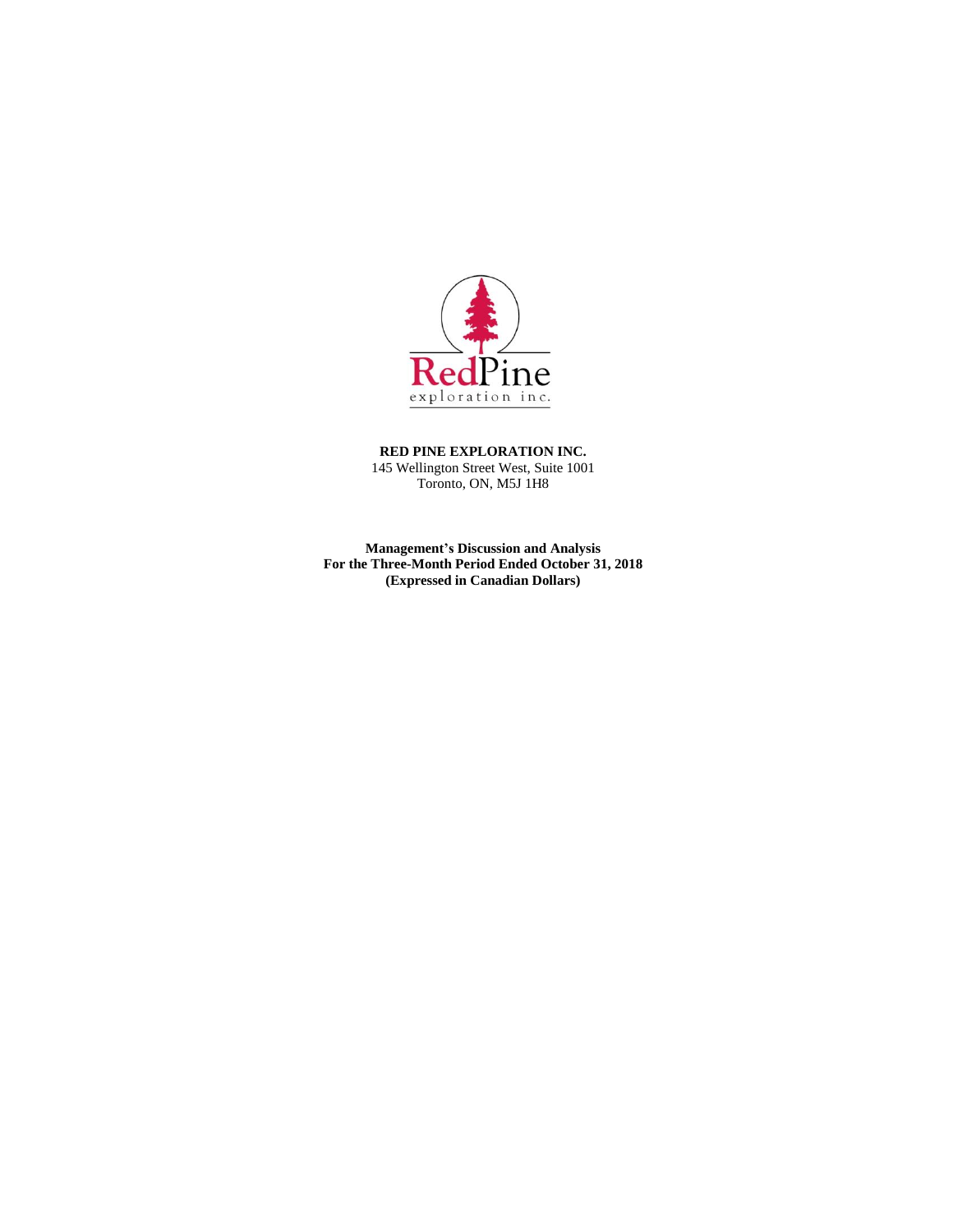**RED PINE EXPLORATION INC.**
145 Wellington Street West, Suite 1001
Toronto, ON, M5J 1H8

**Management's Discussion and Analysis**
**For the Three-Month Period Ended October 31, 2018**
**(Expressed in Canadian Dollars)**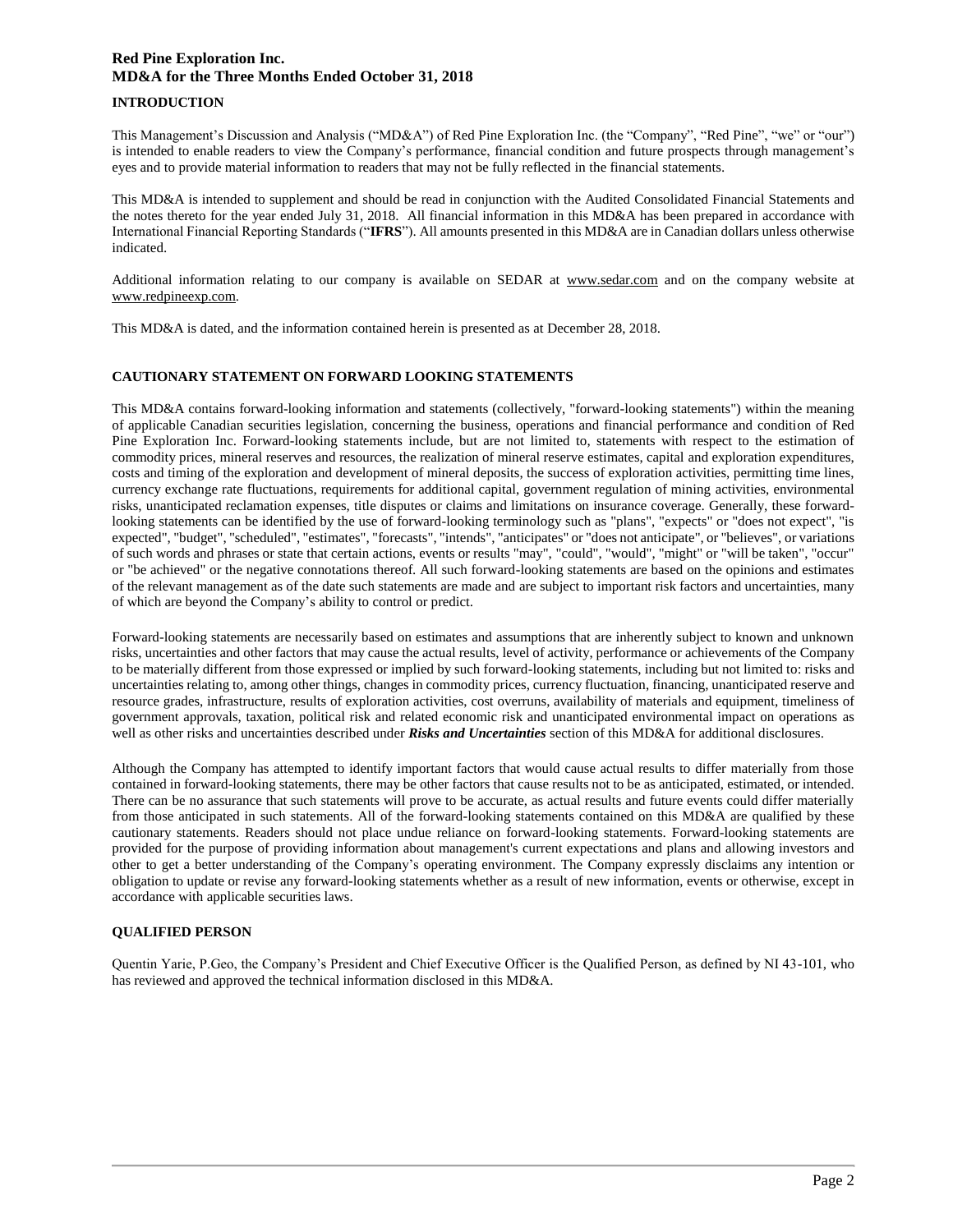## INTRODUCTION

This Management's Discussion and Analysis ("MD&A") of Red Pine Exploration Inc. (the "Company", "Red Pine", "we" or "our") is intended to enable readers to view the Company's performance, financial condition and future prospects through management's eyes and to provide material information to readers that may not be fully reflected in the financial statements.

This MD&A is intended to supplement and should be read in conjunction with the Audited Consolidated Financial Statements and the notes thereto for the year ended July 31, 2018. All financial information in this MD&A has been prepared in accordance with International Financial Reporting Standards ("**IFRS**"). All amounts presented in this MD&A are in Canadian dollars unless otherwise indicated.

Additional information relating to our company is available on SEDAR at www.sedar.com and on the company website at www.redpineexp.com.

This MD&A is dated, and the information contained herein is presented as at December 28, 2018.

## CAUTIONARY STATEMENT ON FORWARD LOOKING STATEMENTS

This MD&A contains forward-looking information and statements (collectively, "forward-looking statements") within the meaning of applicable Canadian securities legislation, concerning the business, operations and financial performance and condition of Red Pine Exploration Inc. Forward-looking statements include, but are not limited to, statements with respect to the estimation of commodity prices, mineral reserves and resources, the realization of mineral reserve estimates, capital and exploration expenditures, costs and timing of the exploration and development of mineral deposits, the success of exploration activities, permitting time lines, currency exchange rate fluctuations, requirements for additional capital, government regulation of mining activities, environmental risks, unanticipated reclamation expenses, title disputes or claims and limitations on insurance coverage. Generally, these forward-looking statements can be identified by the use of forward-looking terminology such as "plans", "expects" or "does not expect", "is expected", "budget", "scheduled", "estimates", "forecasts", "intends", "anticipates" or "does not anticipate", or "believes", or variations of such words and phrases or state that certain actions, events or results "may", "could", "would", "might" or "will be taken", "occur" or "be achieved" or the negative connotations thereof. All such forward-looking statements are based on the opinions and estimates of the relevant management as of the date such statements are made and are subject to important risk factors and uncertainties, many of which are beyond the Company's ability to control or predict.

Forward-looking statements are necessarily based on estimates and assumptions that are inherently subject to known and unknown risks, uncertainties and other factors that may cause the actual results, level of activity, performance or achievements of the Company to be materially different from those expressed or implied by such forward-looking statements, including but not limited to: risks and uncertainties relating to, among other things, changes in commodity prices, currency fluctuation, financing, unanticipated reserve and resource grades, infrastructure, results of exploration activities, cost overruns, availability of materials and equipment, timeliness of government approvals, taxation, political risk and related economic risk and unanticipated environmental impact on operations as well as other risks and uncertainties described under ***Risks and Uncertainties*** section of this MD&A for additional disclosures.

Although the Company has attempted to identify important factors that would cause actual results to differ materially from those contained in forward-looking statements, there may be other factors that cause results not to be as anticipated, estimated, or intended. There can be no assurance that such statements will prove to be accurate, as actual results and future events could differ materially from those anticipated in such statements. All of the forward-looking statements contained on this MD&A are qualified by these cautionary statements. Readers should not place undue reliance on forward-looking statements. Forward-looking statements are provided for the purpose of providing information about management's current expectations and plans and allowing investors and other to get a better understanding of the Company's operating environment. The Company expressly disclaims any intention or obligation to update or revise any forward-looking statements whether as a result of new information, events or otherwise, except in accordance with applicable securities laws.

## QUALIFIED PERSON

Quentin Yarie, P.Geo, the Company's President and Chief Executive Officer is the Qualified Person, as defined by NI 43-101, who has reviewed and approved the technical information disclosed in this MD&A.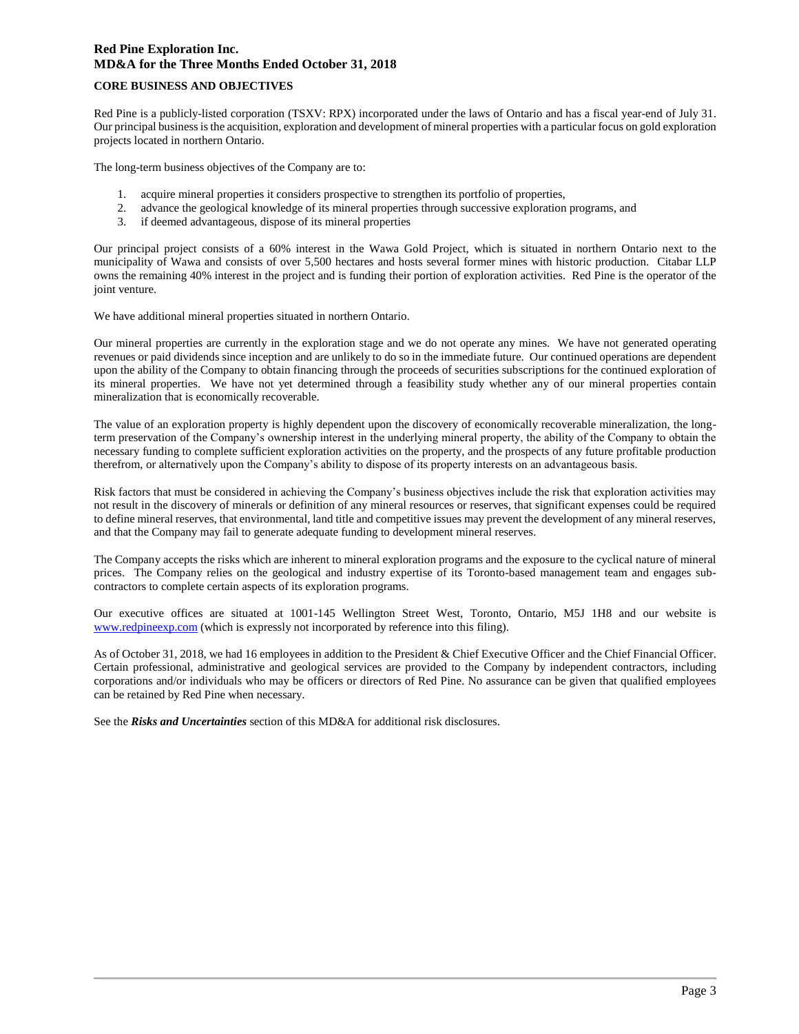## CORE BUSINESS AND OBJECTIVES

Red Pine is a publicly-listed corporation (TSXV: RPX) incorporated under the laws of Ontario and has a fiscal year-end of July 31. Our principal business is the acquisition, exploration and development of mineral properties with a particular focus on gold exploration projects located in northern Ontario.

The long-term business objectives of the Company are to:

1. acquire mineral properties it considers prospective to strengthen its portfolio of properties,
2. advance the geological knowledge of its mineral properties through successive exploration programs, and
3. if deemed advantageous, dispose of its mineral properties

Our principal project consists of a 60% interest in the Wawa Gold Project, which is situated in northern Ontario next to the municipality of Wawa and consists of over 5,500 hectares and hosts several former mines with historic production. Citabar LLP owns the remaining 40% interest in the project and is funding their portion of exploration activities. Red Pine is the operator of the joint venture.

We have additional mineral properties situated in northern Ontario.

Our mineral properties are currently in the exploration stage and we do not operate any mines. We have not generated operating revenues or paid dividends since inception and are unlikely to do so in the immediate future. Our continued operations are dependent upon the ability of the Company to obtain financing through the proceeds of securities subscriptions for the continued exploration of its mineral properties. We have not yet determined through a feasibility study whether any of our mineral properties contain mineralization that is economically recoverable.

The value of an exploration property is highly dependent upon the discovery of economically recoverable mineralization, the long-term preservation of the Company's ownership interest in the underlying mineral property, the ability of the Company to obtain the necessary funding to complete sufficient exploration activities on the property, and the prospects of any future profitable production therefrom, or alternatively upon the Company's ability to dispose of its property interests on an advantageous basis.

Risk factors that must be considered in achieving the Company's business objectives include the risk that exploration activities may not result in the discovery of minerals or definition of any mineral resources or reserves, that significant expenses could be required to define mineral reserves, that environmental, land title and competitive issues may prevent the development of any mineral reserves, and that the Company may fail to generate adequate funding to development mineral reserves.

The Company accepts the risks which are inherent to mineral exploration programs and the exposure to the cyclical nature of mineral prices. The Company relies on the geological and industry expertise of its Toronto-based management team and engages sub-contractors to complete certain aspects of its exploration programs.

Our executive offices are situated at 1001-145 Wellington Street West, Toronto, Ontario, M5J 1H8 and our website is [www.redpineexp.com](http://www.redpineexp.com) (which is expressly not incorporated by reference into this filing).

As of October 31, 2018, we had 16 employees in addition to the President & Chief Executive Officer and the Chief Financial Officer. Certain professional, administrative and geological services are provided to the Company by independent contractors, including corporations and/or individuals who may be officers or directors of Red Pine. No assurance can be given that qualified employees can be retained by Red Pine when necessary.

See the ***Risks and Uncertainties*** section of this MD&A for additional risk disclosures.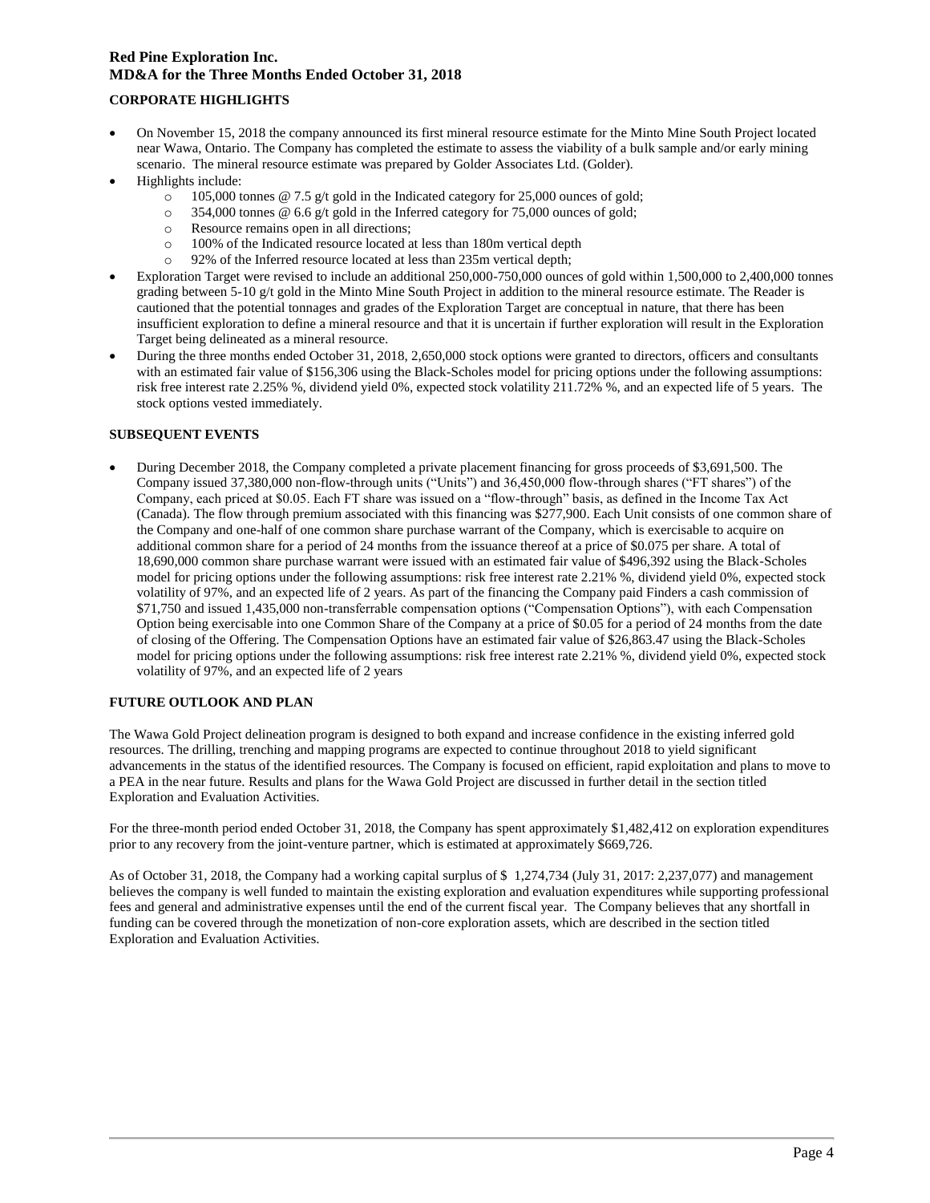## CORPORATE HIGHLIGHTS

- On November 15, 2018 the company announced its first mineral resource estimate for the Minto Mine South Project located near Wawa, Ontario. The Company has completed the estimate to assess the viability of a bulk sample and/or early mining scenario. The mineral resource estimate was prepared by Golder Associates Ltd. (Golder).
- Highlights include:
  - 105,000 tonnes @ 7.5 g/t gold in the Indicated category for 25,000 ounces of gold;
  - 354,000 tonnes @ 6.6 g/t gold in the Inferred category for 75,000 ounces of gold;
  - Resource remains open in all directions;
  - 100% of the Indicated resource located at less than 180m vertical depth
  - 92% of the Inferred resource located at less than 235m vertical depth;
- Exploration Target were revised to include an additional 250,000-750,000 ounces of gold within 1,500,000 to 2,400,000 tonnes grading between 5-10 g/t gold in the Minto Mine South Project in addition to the mineral resource estimate. The Reader is cautioned that the potential tonnages and grades of the Exploration Target are conceptual in nature, that there has been insufficient exploration to define a mineral resource and that it is uncertain if further exploration will result in the Exploration Target being delineated as a mineral resource.
- During the three months ended October 31, 2018, 2,650,000 stock options were granted to directors, officers and consultants with an estimated fair value of $156,306 using the Black-Scholes model for pricing options under the following assumptions: risk free interest rate 2.25% %, dividend yield 0%, expected stock volatility 211.72% %, and an expected life of 5 years. The stock options vested immediately.

## SUBSEQUENT EVENTS

- During December 2018, the Company completed a private placement financing for gross proceeds of $3,691,500. The Company issued 37,380,000 non-flow-through units ("Units") and 36,450,000 flow-through shares ("FT shares") of the Company, each priced at $0.05. Each FT share was issued on a "flow-through" basis, as defined in the Income Tax Act (Canada). The flow through premium associated with this financing was $277,900. Each Unit consists of one common share of the Company and one-half of one common share purchase warrant of the Company, which is exercisable to acquire on additional common share for a period of 24 months from the issuance thereof at a price of $0.075 per share. A total of 18,690,000 common share purchase warrant were issued with an estimated fair value of $496,392 using the Black-Scholes model for pricing options under the following assumptions: risk free interest rate 2.21% %, dividend yield 0%, expected stock volatility of 97%, and an expected life of 2 years. As part of the financing the Company paid Finders a cash commission of $71,750 and issued 1,435,000 non-transferrable compensation options ("Compensation Options"), with each Compensation Option being exercisable into one Common Share of the Company at a price of $0.05 for a period of 24 months from the date of closing of the Offering. The Compensation Options have an estimated fair value of $26,863.47 using the Black-Scholes model for pricing options under the following assumptions: risk free interest rate 2.21% %, dividend yield 0%, expected stock volatility of 97%, and an expected life of 2 years

## FUTURE OUTLOOK AND PLAN

The Wawa Gold Project delineation program is designed to both expand and increase confidence in the existing inferred gold resources. The drilling, trenching and mapping programs are expected to continue throughout 2018 to yield significant advancements in the status of the identified resources. The Company is focused on efficient, rapid exploitation and plans to move to a PEA in the near future. Results and plans for the Wawa Gold Project are discussed in further detail in the section titled Exploration and Evaluation Activities.

For the three-month period ended October 31, 2018, the Company has spent approximately $1,482,412 on exploration expenditures prior to any recovery from the joint-venture partner, which is estimated at approximately $669,726.

As of October 31, 2018, the Company had a working capital surplus of $ 1,274,734 (July 31, 2017: 2,237,077) and management believes the company is well funded to maintain the existing exploration and evaluation expenditures while supporting professional fees and general and administrative expenses until the end of the current fiscal year. The Company believes that any shortfall in funding can be covered through the monetization of non-core exploration assets, which are described in the section titled Exploration and Evaluation Activities.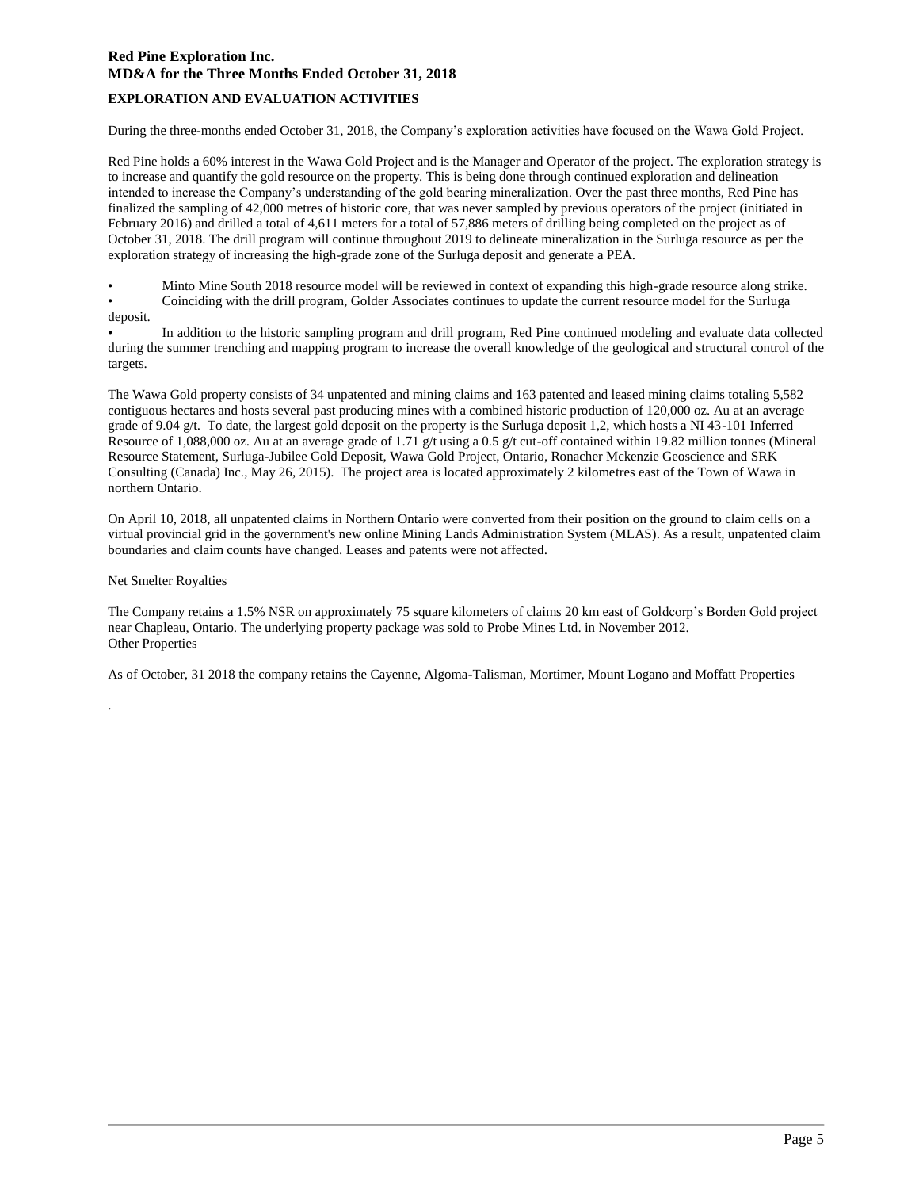## EXPLORATION AND EVALUATION ACTIVITIES

During the three-months ended October 31, 2018, the Company's exploration activities have focused on the Wawa Gold Project.

Red Pine holds a 60% interest in the Wawa Gold Project and is the Manager and Operator of the project. The exploration strategy is to increase and quantify the gold resource on the property. This is being done through continued exploration and delineation intended to increase the Company's understanding of the gold bearing mineralization. Over the past three months, Red Pine has finalized the sampling of 42,000 metres of historic core, that was never sampled by previous operators of the project (initiated in February 2016) and drilled a total of 4,611 meters for a total of 57,886 meters of drilling being completed on the project as of October 31, 2018. The drill program will continue throughout 2019 to delineate mineralization in the Surluga resource as per the exploration strategy of increasing the high-grade zone of the Surluga deposit and generate a PEA.

- Minto Mine South 2018 resource model will be reviewed in context of expanding this high-grade resource along strike.
- Coinciding with the drill program, Golder Associates continues to update the current resource model for the Surluga deposit.
- In addition to the historic sampling program and drill program, Red Pine continued modeling and evaluate data collected during the summer trenching and mapping program to increase the overall knowledge of the geological and structural control of the targets.

The Wawa Gold property consists of 34 unpatented and mining claims and 163 patented and leased mining claims totaling 5,582 contiguous hectares and hosts several past producing mines with a combined historic production of 120,000 oz. Au at an average grade of 9.04 g/t. To date, the largest gold deposit on the property is the Surluga deposit 1,2, which hosts a NI 43-101 Inferred Resource of 1,088,000 oz. Au at an average grade of 1.71 g/t using a 0.5 g/t cut-off contained within 19.82 million tonnes (Mineral Resource Statement, Surluga-Jubilee Gold Deposit, Wawa Gold Project, Ontario, Ronacher Mckenzie Geoscience and SRK Consulting (Canada) Inc., May 26, 2015). The project area is located approximately 2 kilometres east of the Town of Wawa in northern Ontario.

On April 10, 2018, all unpatented claims in Northern Ontario were converted from their position on the ground to claim cells on a virtual provincial grid in the government's new online Mining Lands Administration System (MLAS). As a result, unpatented claim boundaries and claim counts have changed. Leases and patents were not affected.

Net Smelter Royalties

The Company retains a 1.5% NSR on approximately 75 square kilometers of claims 20 km east of Goldcorp's Borden Gold project near Chapleau, Ontario. The underlying property package was sold to Probe Mines Ltd. in November 2012.

Other Properties

As of October, 31 2018 the company retains the Cayenne, Algoma-Talisman, Mortimer, Mount Logano and Moffatt Properties

.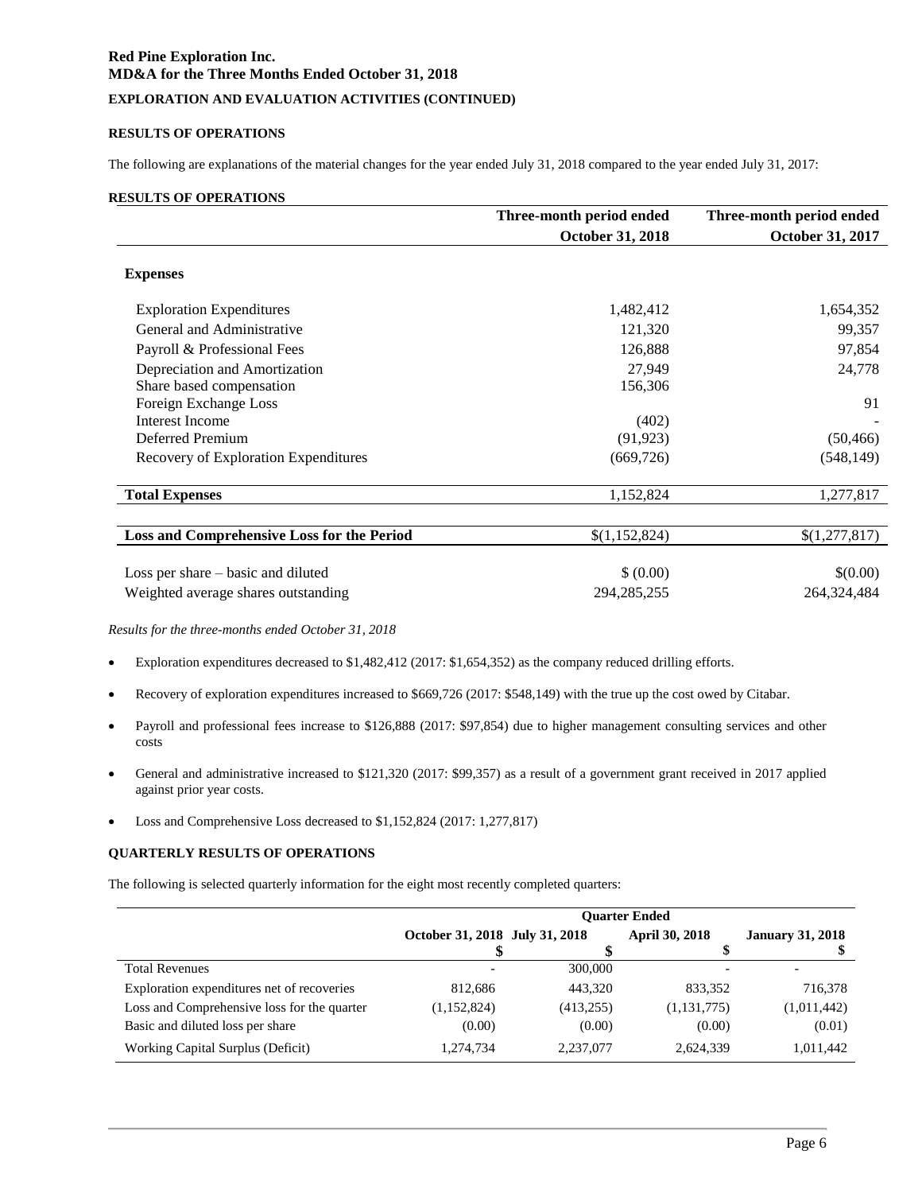**Red Pine Exploration Inc.**
**MD&A for the Three Months Ended October 31, 2018**

**EXPLORATION AND EVALUATION ACTIVITIES (CONTINUED)**

**RESULTS OF OPERATIONS**

The following are explanations of the material changes for the year ended July 31, 2018 compared to the year ended July 31, 2017:

**RESULTS OF OPERATIONS**

| | Three-month period ended October 31, 2018 | Three-month period ended October 31, 2017 |
|---|---|---|
| **Expenses** | | |
| Exploration Expenditures | 1,482,412 | 1,654,352 |
| General and Administrative | 121,320 | 99,357 |
| Payroll & Professional Fees | 126,888 | 97,854 |
| Depreciation and Amortization | 27,949 | 24,778 |
| Share based compensation | 156,306 | |
| Foreign Exchange Loss | | 91 |
| Interest Income | (402) | - |
| Deferred Premium | (91,923) | (50,466) |
| Recovery of Exploration Expenditures | (669,726) | (548,149) |
| **Total Expenses** | 1,152,824 | 1,277,817 |
| **Loss and Comprehensive Loss for the Period** | $(1,152,824) | $(1,277,817) |
| Loss per share – basic and diluted | $ (0.00) | $(0.00) |
| Weighted average shares outstanding | 294,285,255 | 264,324,484 |

*Results for the three-months ended October 31, 2018*

- Exploration expenditures decreased to $1,482,412 (2017: $1,654,352) as the company reduced drilling efforts.
- Recovery of exploration expenditures increased to $669,726 (2017: $548,149) with the true up the cost owed by Citabar.
- Payroll and professional fees increase to $126,888 (2017: $97,854) due to higher management consulting services and other costs
- General and administrative increased to $121,320 (2017: $99,357) as a result of a government grant received in 2017 applied against prior year costs.
- Loss and Comprehensive Loss decreased to $1,152,824 (2017: 1,277,817)

**QUARTERLY RESULTS OF OPERATIONS**

The following is selected quarterly information for the eight most recently completed quarters:

| | Quarter Ended | | | |
|---|---|---|---|---|
| | October 31, 2018 $ | July 31, 2018 $ | April 30, 2018 $ | January 31, 2018 $ |
| Total Revenues | - | 300,000 | - | - |
| Exploration expenditures net of recoveries | 812,686 | 443,320 | 833,352 | 716,378 |
| Loss and Comprehensive loss for the quarter | (1,152,824) | (413,255) | (1,131,775) | (1,011,442) |
| Basic and diluted loss per share | (0.00) | (0.00) | (0.00) | (0.01) |
| Working Capital Surplus (Deficit) | 1,274,734 | 2,237,077 | 2,624,339 | 1,011,442 |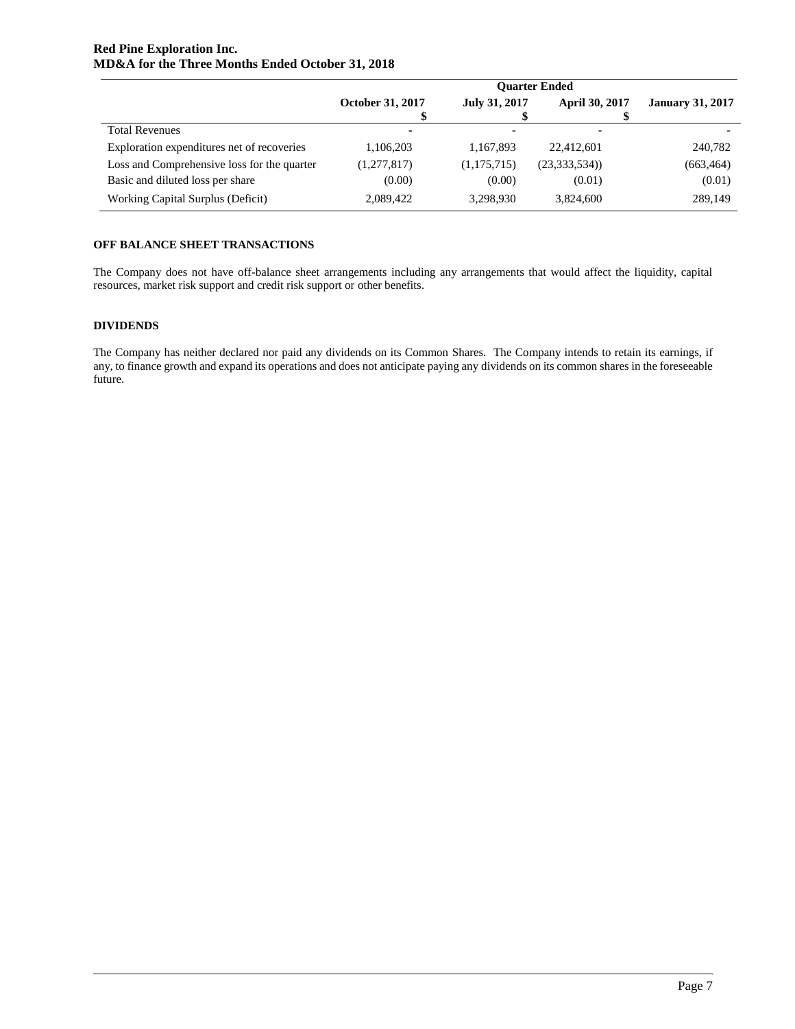| | Quarter Ended | | | |
|---|---|---|---|---|
| | October 31, 2017 $ | July 31, 2017 $ | April 30, 2017 $ | January 31, 2017 |
| Total Revenues | - | - | - | - |
| Exploration expenditures net of recoveries | 1,106,203 | 1,167,893 | 22,412,601 | 240,782 |
| Loss and Comprehensive loss for the quarter | (1,277,817) | (1,175,715) | (23,333,534)) | (663,464) |
| Basic and diluted loss per share | (0.00) | (0.00) | (0.01) | (0.01) |
| Working Capital Surplus (Deficit) | 2,089,422 | 3,298,930 | 3,824,600 | 289,149 |

## OFF BALANCE SHEET TRANSACTIONS

The Company does not have off-balance sheet arrangements including any arrangements that would affect the liquidity, capital resources, market risk support and credit risk support or other benefits.

## DIVIDENDS

The Company has neither declared nor paid any dividends on its Common Shares. The Company intends to retain its earnings, if any, to finance growth and expand its operations and does not anticipate paying any dividends on its common shares in the foreseeable future.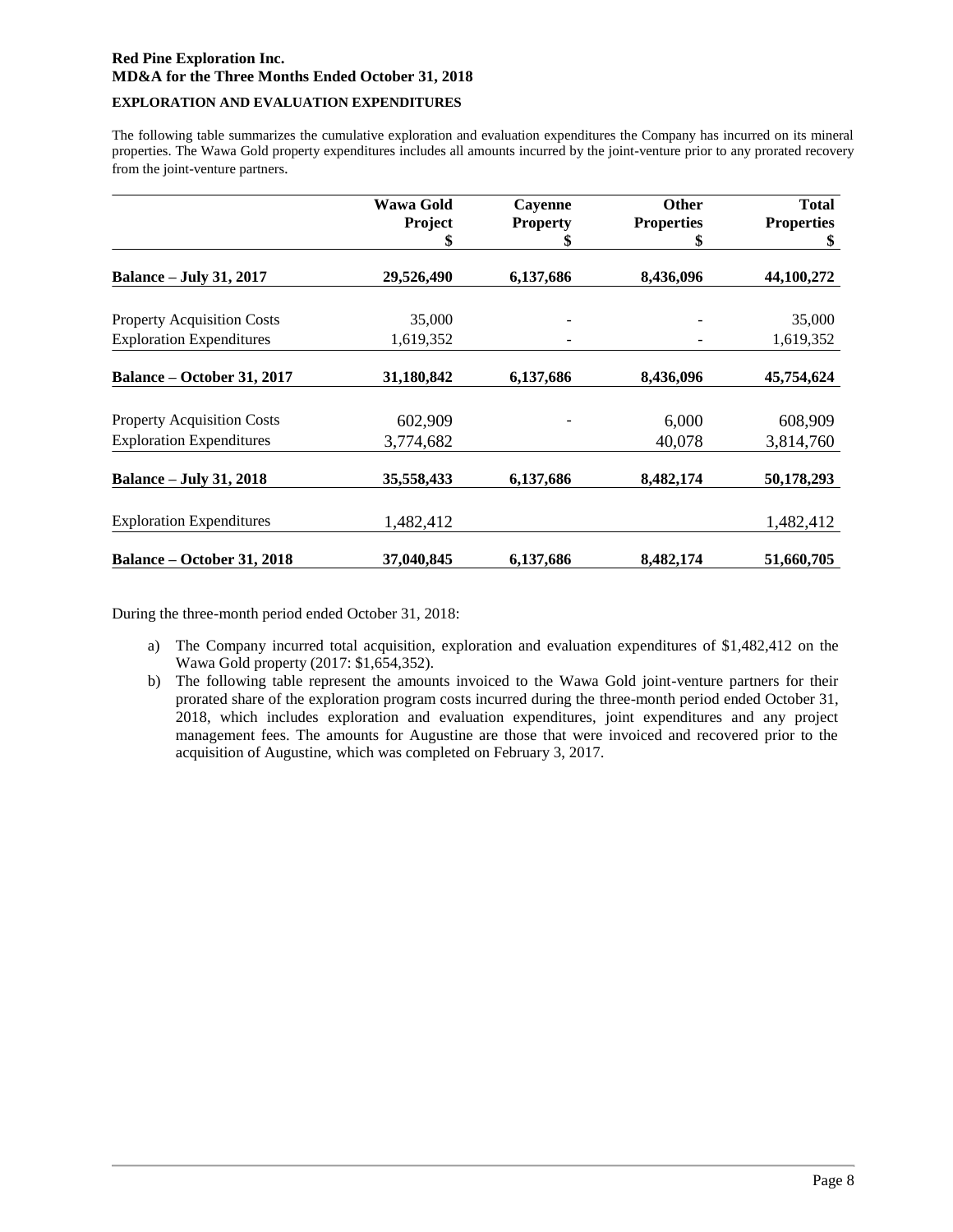**Red Pine Exploration Inc.**
**MD&A for the Three Months Ended October 31, 2018**

**EXPLORATION AND EVALUATION EXPENDITURES**

The following table summarizes the cumulative exploration and evaluation expenditures the Company has incurred on its mineral properties. The Wawa Gold property expenditures includes all amounts incurred by the joint-venture prior to any prorated recovery from the joint-venture partners.

| | Wawa Gold Project $ | Cayenne Property $ | Other Properties $ | Total Properties $ |
|---|---|---|---|---|
| **Balance – July 31, 2017** | **29,526,490** | **6,137,686** | **8,436,096** | **44,100,272** |
| Property Acquisition Costs | 35,000 | - | - | 35,000 |
| Exploration Expenditures | 1,619,352 | - | - | 1,619,352 |
| **Balance – October 31, 2017** | **31,180,842** | **6,137,686** | **8,436,096** | **45,754,624** |
| Property Acquisition Costs | 602,909 | - | 6,000 | 608,909 |
| Exploration Expenditures | 3,774,682 | | 40,078 | 3,814,760 |
| **Balance – July 31, 2018** | **35,558,433** | **6,137,686** | **8,482,174** | **50,178,293** |
| Exploration Expenditures | 1,482,412 | | | 1,482,412 |
| **Balance – October 31, 2018** | **37,040,845** | **6,137,686** | **8,482,174** | **51,660,705** |

During the three-month period ended October 31, 2018:

a) The Company incurred total acquisition, exploration and evaluation expenditures of $1,482,412 on the Wawa Gold property (2017: $1,654,352).

b) The following table represent the amounts invoiced to the Wawa Gold joint-venture partners for their prorated share of the exploration program costs incurred during the three-month period ended October 31, 2018, which includes exploration and evaluation expenditures, joint expenditures and any project management fees. The amounts for Augustine are those that were invoiced and recovered prior to the acquisition of Augustine, which was completed on February 3, 2017.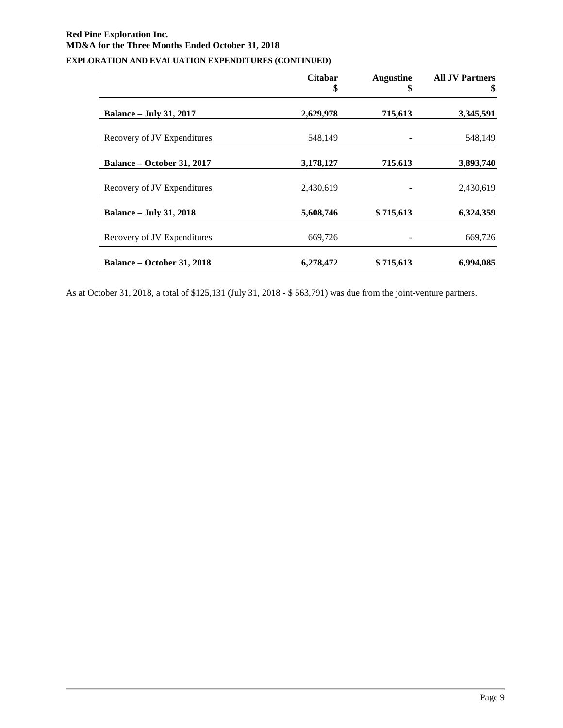**EXPLORATION AND EVALUATION EXPENDITURES (CONTINUED)**

| | Citabar $ | Augustine $ | All JV Partners $ |
|---|---|---|---|
| **Balance – July 31, 2017** | **2,629,978** | **715,613** | **3,345,591** |
| Recovery of JV Expenditures | 548,149 | - | 548,149 |
| **Balance – October 31, 2017** | **3,178,127** | **715,613** | **3,893,740** |
| Recovery of JV Expenditures | 2,430,619 | - | 2,430,619 |
| **Balance – July 31, 2018** | **5,608,746** | **$ 715,613** | **6,324,359** |
| Recovery of JV Expenditures | 669,726 | - | 669,726 |
| **Balance – October 31, 2018** | **6,278,472** | **$ 715,613** | **6,994,085** |

As at October 31, 2018, a total of $125,131 (July 31, 2018 - $ 563,791) was due from the joint-venture partners.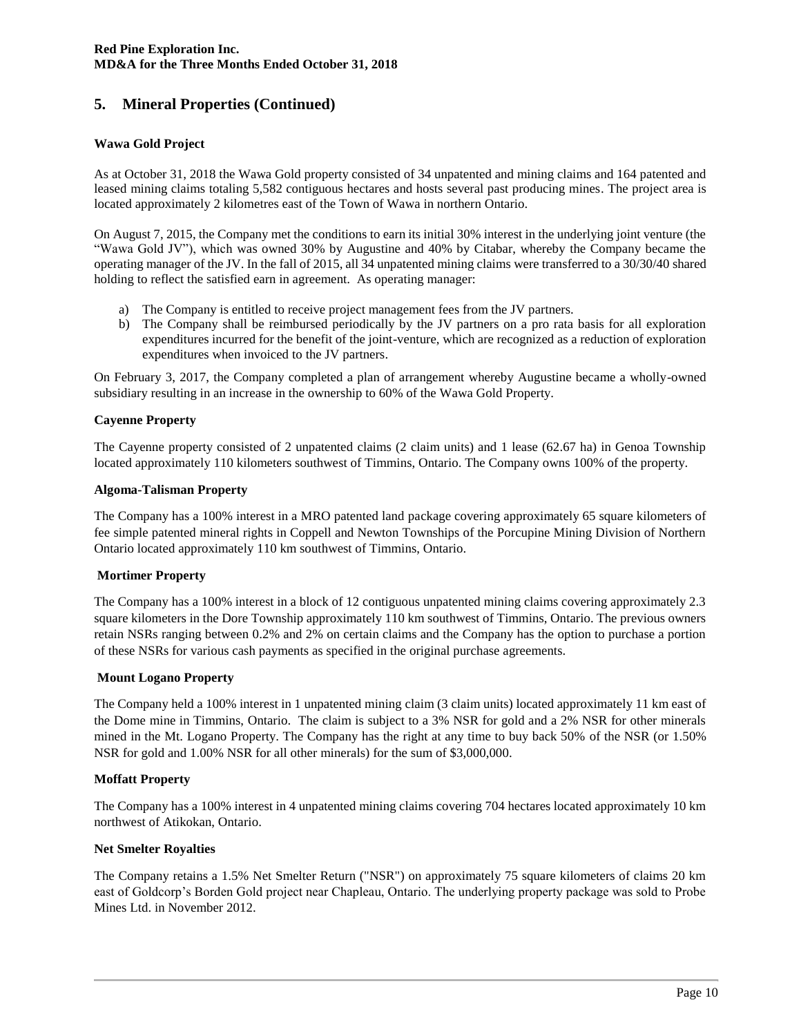## 5. Mineral Properties (Continued)

### Wawa Gold Project

As at October 31, 2018 the Wawa Gold property consisted of 34 unpatented and mining claims and 164 patented and leased mining claims totaling 5,582 contiguous hectares and hosts several past producing mines. The project area is located approximately 2 kilometres east of the Town of Wawa in northern Ontario.

On August 7, 2015, the Company met the conditions to earn its initial 30% interest in the underlying joint venture (the "Wawa Gold JV"), which was owned 30% by Augustine and 40% by Citabar, whereby the Company became the operating manager of the JV. In the fall of 2015, all 34 unpatented mining claims were transferred to a 30/30/40 shared holding to reflect the satisfied earn in agreement. As operating manager:

a) The Company is entitled to receive project management fees from the JV partners.
b) The Company shall be reimbursed periodically by the JV partners on a pro rata basis for all exploration expenditures incurred for the benefit of the joint-venture, which are recognized as a reduction of exploration expenditures when invoiced to the JV partners.

On February 3, 2017, the Company completed a plan of arrangement whereby Augustine became a wholly-owned subsidiary resulting in an increase in the ownership to 60% of the Wawa Gold Property.

### Cayenne Property

The Cayenne property consisted of 2 unpatented claims (2 claim units) and 1 lease (62.67 ha) in Genoa Township located approximately 110 kilometers southwest of Timmins, Ontario. The Company owns 100% of the property.

### Algoma-Talisman Property

The Company has a 100% interest in a MRO patented land package covering approximately 65 square kilometers of fee simple patented mineral rights in Coppell and Newton Townships of the Porcupine Mining Division of Northern Ontario located approximately 110 km southwest of Timmins, Ontario.

### Mortimer Property

The Company has a 100% interest in a block of 12 contiguous unpatented mining claims covering approximately 2.3 square kilometers in the Dore Township approximately 110 km southwest of Timmins, Ontario. The previous owners retain NSRs ranging between 0.2% and 2% on certain claims and the Company has the option to purchase a portion of these NSRs for various cash payments as specified in the original purchase agreements.

### Mount Logano Property

The Company held a 100% interest in 1 unpatented mining claim (3 claim units) located approximately 11 km east of the Dome mine in Timmins, Ontario. The claim is subject to a 3% NSR for gold and a 2% NSR for other minerals mined in the Mt. Logano Property. The Company has the right at any time to buy back 50% of the NSR (or 1.50% NSR for gold and 1.00% NSR for all other minerals) for the sum of $3,000,000.

### Moffatt Property

The Company has a 100% interest in 4 unpatented mining claims covering 704 hectares located approximately 10 km northwest of Atikokan, Ontario.

### Net Smelter Royalties

The Company retains a 1.5% Net Smelter Return ("NSR") on approximately 75 square kilometers of claims 20 km east of Goldcorp's Borden Gold project near Chapleau, Ontario. The underlying property package was sold to Probe Mines Ltd. in November 2012.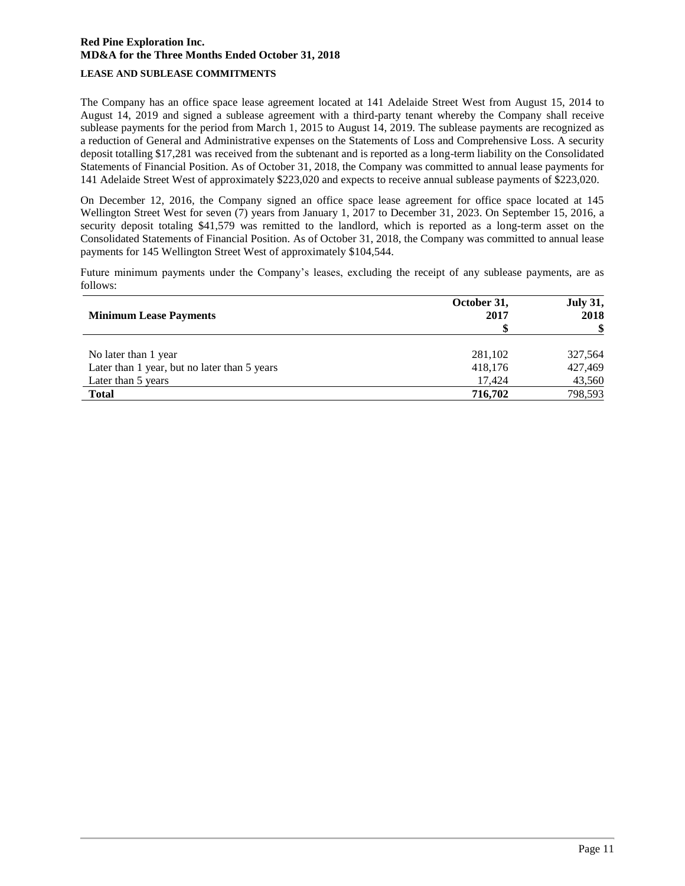### LEASE AND SUBLEASE COMMITMENTS

The Company has an office space lease agreement located at 141 Adelaide Street West from August 15, 2014 to August 14, 2019 and signed a sublease agreement with a third-party tenant whereby the Company shall receive sublease payments for the period from March 1, 2015 to August 14, 2019. The sublease payments are recognized as a reduction of General and Administrative expenses on the Statements of Loss and Comprehensive Loss. A security deposit totalling $17,281 was received from the subtenant and is reported as a long-term liability on the Consolidated Statements of Financial Position. As of October 31, 2018, the Company was committed to annual lease payments for 141 Adelaide Street West of approximately $223,020 and expects to receive annual sublease payments of $223,020.

On December 12, 2016, the Company signed an office space lease agreement for office space located at 145 Wellington Street West for seven (7) years from January 1, 2017 to December 31, 2023. On September 15, 2016, a security deposit totaling $41,579 was remitted to the landlord, which is reported as a long-term asset on the Consolidated Statements of Financial Position. As of October 31, 2018, the Company was committed to annual lease payments for 145 Wellington Street West of approximately $104,544.

Future minimum payments under the Company's leases, excluding the receipt of any sublease payments, are as follows:

| Minimum Lease Payments | October 31, 2017 $ | July 31, 2018 $ |
|---|---|---|
| No later than 1 year | 281,102 | 327,564 |
| Later than 1 year, but no later than 5 years | 418,176 | 427,469 |
| Later than 5 years | 17,424 | 43,560 |
| **Total** | **716,702** | 798,593 |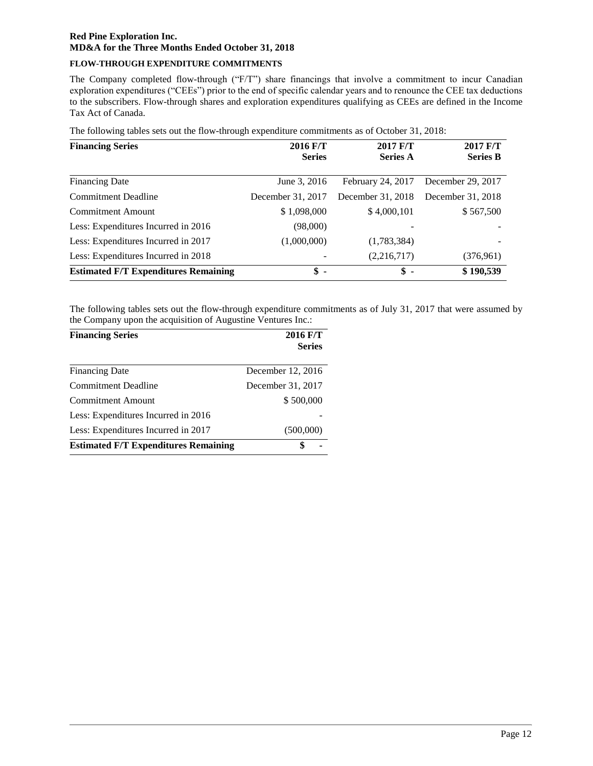**FLOW-THROUGH EXPENDITURE COMMITMENTS**

The Company completed flow-through ("F/T") share financings that involve a commitment to incur Canadian exploration expenditures ("CEEs") prior to the end of specific calendar years and to renounce the CEE tax deductions to the subscribers. Flow-through shares and exploration expenditures qualifying as CEEs are defined in the Income Tax Act of Canada.

The following tables sets out the flow-through expenditure commitments as of October 31, 2018:

| Financing Series | 2016 F/T Series | 2017 F/T Series A | 2017 F/T Series B |
|---|---|---|---|
| Financing Date | June 3, 2016 | February 24, 2017 | December 29, 2017 |
| Commitment Deadline | December 31, 2017 | December 31, 2018 | December 31, 2018 |
| Commitment Amount | $ 1,098,000 | $ 4,000,101 | $ 567,500 |
| Less: Expenditures Incurred in 2016 | (98,000) | - | - |
| Less: Expenditures Incurred in 2017 | (1,000,000) | (1,783,384) | - |
| Less: Expenditures Incurred in 2018 | - | (2,216,717) | (376,961) |
| **Estimated F/T Expenditures Remaining** | **$ -** | **$ -** | **$ 190,539** |

The following tables sets out the flow-through expenditure commitments as of July 31, 2017 that were assumed by the Company upon the acquisition of Augustine Ventures Inc.:

| Financing Series | 2016 F/T Series |
|---|---|
| Financing Date | December 12, 2016 |
| Commitment Deadline | December 31, 2017 |
| Commitment Amount | $ 500,000 |
| Less: Expenditures Incurred in 2016 | - |
| Less: Expenditures Incurred in 2017 | (500,000) |
| **Estimated F/T Expenditures Remaining** | **$ -** |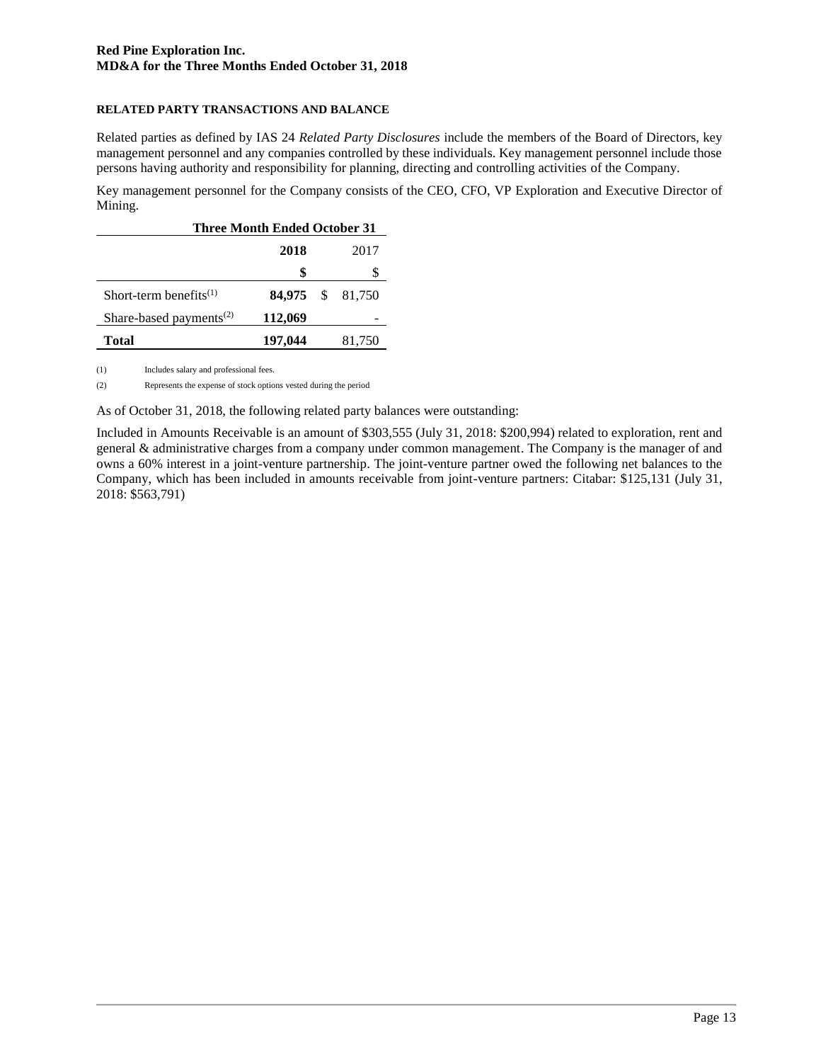## RELATED PARTY TRANSACTIONS AND BALANCE

Related parties as defined by IAS 24 *Related Party Disclosures* include the members of the Board of Directors, key management personnel and any companies controlled by these individuals. Key management personnel include those persons having authority and responsibility for planning, directing and controlling activities of the Company.

Key management personnel for the Company consists of the CEO, CFO, VP Exploration and Executive Director of Mining.

| | Three Month Ended October 31 | |
|---|---|---|
| | **2018** | 2017 |
| | **$** | $ |
| Short-term benefits[(1)] | **84,975** | $ 81,750 |
| Share-based payments[(2)] | **112,069** | - |
| **Total** | **197,044** | 81,750 |

(1) Includes salary and professional fees.

(2) Represents the expense of stock options vested during the period

As of October 31, 2018, the following related party balances were outstanding:

Included in Amounts Receivable is an amount of $303,555 (July 31, 2018: $200,994) related to exploration, rent and general & administrative charges from a company under common management. The Company is the manager of and owns a 60% interest in a joint-venture partnership. The joint-venture partner owed the following net balances to the Company, which has been included in amounts receivable from joint-venture partners: Citabar: $125,131 (July 31, 2018: $563,791)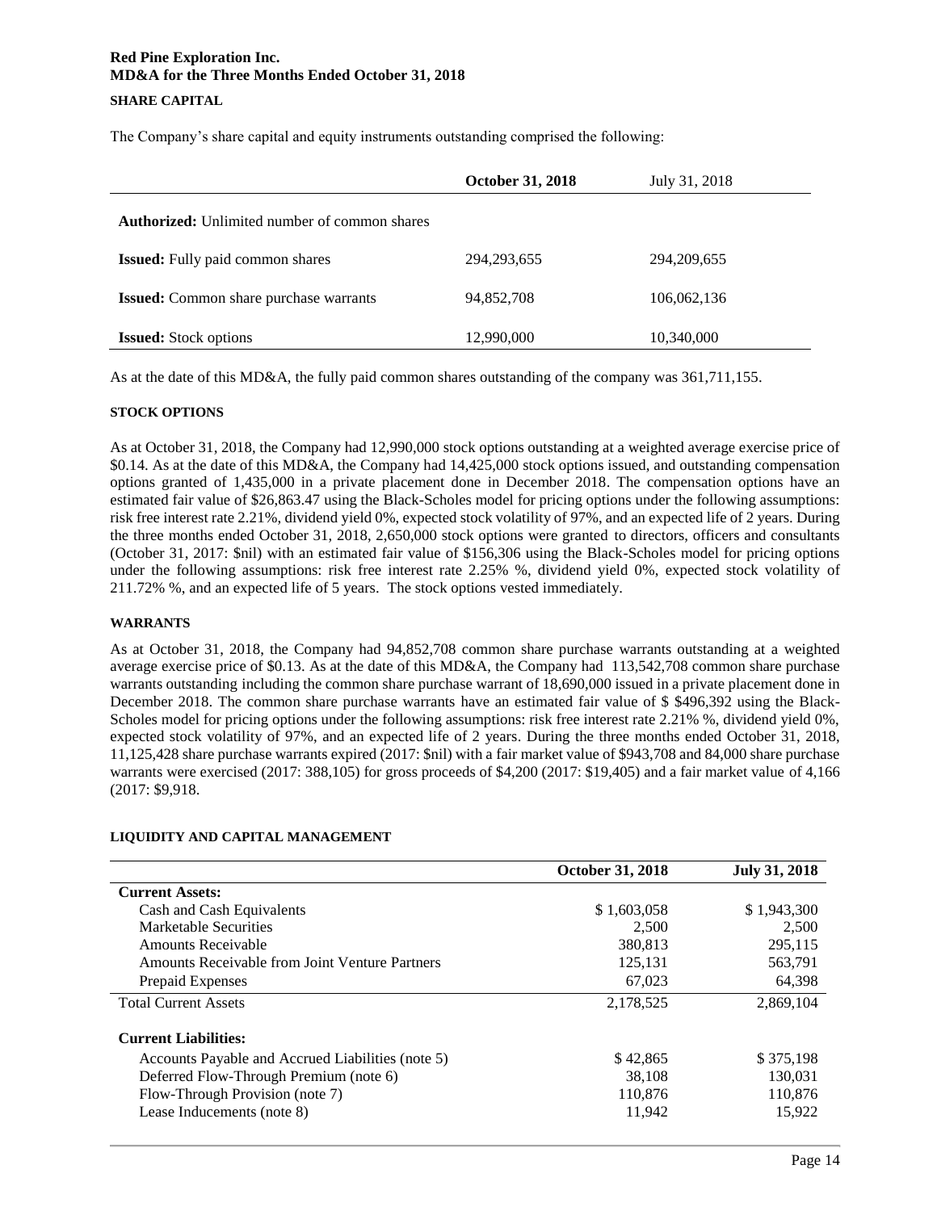## SHARE CAPITAL

The Company's share capital and equity instruments outstanding comprised the following:

| | **October 31, 2018** | July 31, 2018 |
|---|---|---|
| **Authorized:** Unlimited number of common shares | | |
| **Issued:** Fully paid common shares | 294,293,655 | 294,209,655 |
| **Issued:** Common share purchase warrants | 94,852,708 | 106,062,136 |
| **Issued:** Stock options | 12,990,000 | 10,340,000 |

As at the date of this MD&A, the fully paid common shares outstanding of the company was 361,711,155.

## STOCK OPTIONS

As at October 31, 2018, the Company had 12,990,000 stock options outstanding at a weighted average exercise price of \$0.14. As at the date of this MD&A, the Company had 14,425,000 stock options issued, and outstanding compensation options granted of 1,435,000 in a private placement done in December 2018. The compensation options have an estimated fair value of \$26,863.47 using the Black-Scholes model for pricing options under the following assumptions: risk free interest rate 2.21%, dividend yield 0%, expected stock volatility of 97%, and an expected life of 2 years. During the three months ended October 31, 2018, 2,650,000 stock options were granted to directors, officers and consultants (October 31, 2017: \$nil) with an estimated fair value of \$156,306 using the Black-Scholes model for pricing options under the following assumptions: risk free interest rate 2.25% %, dividend yield 0%, expected stock volatility of 211.72% %, and an expected life of 5 years. The stock options vested immediately.

## WARRANTS

As at October 31, 2018, the Company had 94,852,708 common share purchase warrants outstanding at a weighted average exercise price of \$0.13. As at the date of this MD&A, the Company had 113,542,708 common share purchase warrants outstanding including the common share purchase warrant of 18,690,000 issued in a private placement done in December 2018. The common share purchase warrants have an estimated fair value of \$ \$496,392 using the Black-Scholes model for pricing options under the following assumptions: risk free interest rate 2.21% %, dividend yield 0%, expected stock volatility of 97%, and an expected life of 2 years. During the three months ended October 31, 2018, 11,125,428 share purchase warrants expired (2017: \$nil) with a fair market value of \$943,708 and 84,000 share purchase warrants were exercised (2017: 388,105) for gross proceeds of \$4,200 (2017: \$19,405) and a fair market value of 4,166 (2017: \$9,918.

## LIQUIDITY AND CAPITAL MANAGEMENT

| | **October 31, 2018** | **July 31, 2018** |
|---|---|---|
| **Current Assets:** | | |
| Cash and Cash Equivalents | \$ 1,603,058 | \$ 1,943,300 |
| Marketable Securities | 2,500 | 2,500 |
| Amounts Receivable | 380,813 | 295,115 |
| Amounts Receivable from Joint Venture Partners | 125,131 | 563,791 |
| Prepaid Expenses | 67,023 | 64,398 |
| Total Current Assets | 2,178,525 | 2,869,104 |
| **Current Liabilities:** | | |
| Accounts Payable and Accrued Liabilities (note 5) | \$ 42,865 | \$ 375,198 |
| Deferred Flow-Through Premium (note 6) | 38,108 | 130,031 |
| Flow-Through Provision (note 7) | 110,876 | 110,876 |
| Lease Inducements (note 8) | 11,942 | 15,922 |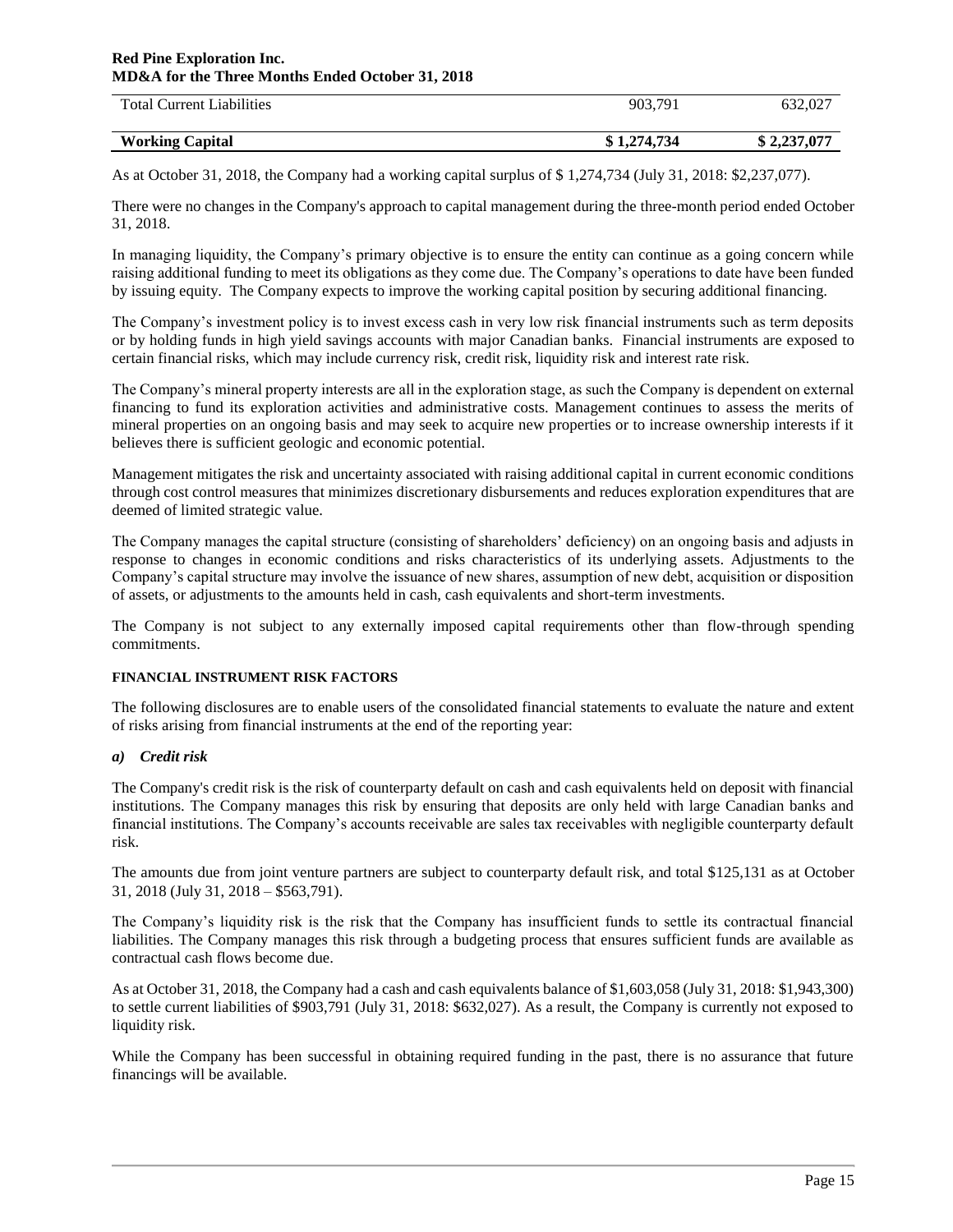| | | |
|---|---|---|
| Total Current Liabilities | 903,791 | 632,027 |
| **Working Capital** | **$ 1,274,734** | **$ 2,237,077** |

As at October 31, 2018, the Company had a working capital surplus of $ 1,274,734 (July 31, 2018: $2,237,077).

There were no changes in the Company's approach to capital management during the three-month period ended October 31, 2018.

In managing liquidity, the Company's primary objective is to ensure the entity can continue as a going concern while raising additional funding to meet its obligations as they come due. The Company's operations to date have been funded by issuing equity. The Company expects to improve the working capital position by securing additional financing.

The Company's investment policy is to invest excess cash in very low risk financial instruments such as term deposits or by holding funds in high yield savings accounts with major Canadian banks. Financial instruments are exposed to certain financial risks, which may include currency risk, credit risk, liquidity risk and interest rate risk.

The Company's mineral property interests are all in the exploration stage, as such the Company is dependent on external financing to fund its exploration activities and administrative costs. Management continues to assess the merits of mineral properties on an ongoing basis and may seek to acquire new properties or to increase ownership interests if it believes there is sufficient geologic and economic potential.

Management mitigates the risk and uncertainty associated with raising additional capital in current economic conditions through cost control measures that minimizes discretionary disbursements and reduces exploration expenditures that are deemed of limited strategic value.

The Company manages the capital structure (consisting of shareholders' deficiency) on an ongoing basis and adjusts in response to changes in economic conditions and risks characteristics of its underlying assets. Adjustments to the Company's capital structure may involve the issuance of new shares, assumption of new debt, acquisition or disposition of assets, or adjustments to the amounts held in cash, cash equivalents and short-term investments.

The Company is not subject to any externally imposed capital requirements other than flow-through spending commitments.

**FINANCIAL INSTRUMENT RISK FACTORS**

The following disclosures are to enable users of the consolidated financial statements to evaluate the nature and extent of risks arising from financial instruments at the end of the reporting year:

***a) Credit risk***

The Company's credit risk is the risk of counterparty default on cash and cash equivalents held on deposit with financial institutions. The Company manages this risk by ensuring that deposits are only held with large Canadian banks and financial institutions. The Company's accounts receivable are sales tax receivables with negligible counterparty default risk.

The amounts due from joint venture partners are subject to counterparty default risk, and total $125,131 as at October 31, 2018 (July 31, 2018 – $563,791).

The Company's liquidity risk is the risk that the Company has insufficient funds to settle its contractual financial liabilities. The Company manages this risk through a budgeting process that ensures sufficient funds are available as contractual cash flows become due.

As at October 31, 2018, the Company had a cash and cash equivalents balance of $1,603,058 (July 31, 2018: $1,943,300) to settle current liabilities of $903,791 (July 31, 2018: $632,027). As a result, the Company is currently not exposed to liquidity risk.

While the Company has been successful in obtaining required funding in the past, there is no assurance that future financings will be available.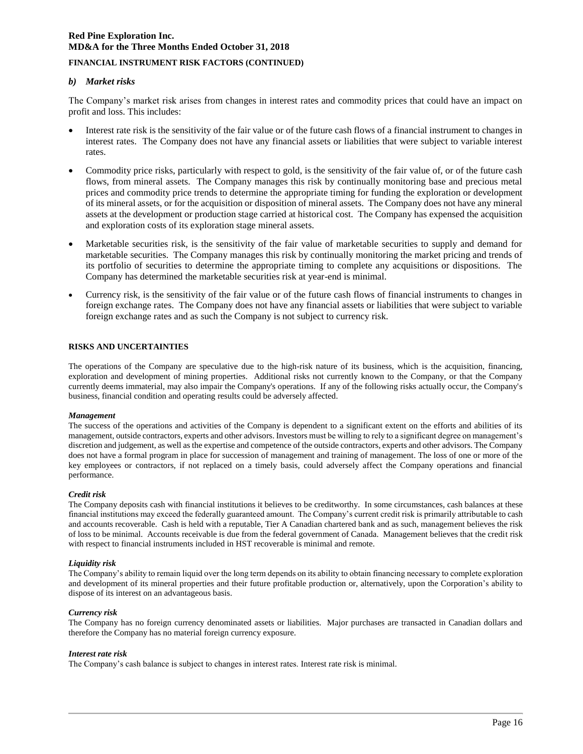**FINANCIAL INSTRUMENT RISK FACTORS (CONTINUED)**

### *b) Market risks*

The Company's market risk arises from changes in interest rates and commodity prices that could have an impact on profit and loss. This includes:

- Interest rate risk is the sensitivity of the fair value or of the future cash flows of a financial instrument to changes in interest rates. The Company does not have any financial assets or liabilities that were subject to variable interest rates.
- Commodity price risks, particularly with respect to gold, is the sensitivity of the fair value of, or of the future cash flows, from mineral assets. The Company manages this risk by continually monitoring base and precious metal prices and commodity price trends to determine the appropriate timing for funding the exploration or development of its mineral assets, or for the acquisition or disposition of mineral assets. The Company does not have any mineral assets at the development or production stage carried at historical cost. The Company has expensed the acquisition and exploration costs of its exploration stage mineral assets.
- Marketable securities risk, is the sensitivity of the fair value of marketable securities to supply and demand for marketable securities. The Company manages this risk by continually monitoring the market pricing and trends of its portfolio of securities to determine the appropriate timing to complete any acquisitions or dispositions. The Company has determined the marketable securities risk at year-end is minimal.
- Currency risk, is the sensitivity of the fair value or of the future cash flows of financial instruments to changes in foreign exchange rates. The Company does not have any financial assets or liabilities that were subject to variable foreign exchange rates and as such the Company is not subject to currency risk.

## RISKS AND UNCERTAINTIES

The operations of the Company are speculative due to the high-risk nature of its business, which is the acquisition, financing, exploration and development of mining properties. Additional risks not currently known to the Company, or that the Company currently deems immaterial, may also impair the Company's operations. If any of the following risks actually occur, the Company's business, financial condition and operating results could be adversely affected.

#### *Management*

The success of the operations and activities of the Company is dependent to a significant extent on the efforts and abilities of its management, outside contractors, experts and other advisors. Investors must be willing to rely to a significant degree on management's discretion and judgement, as well as the expertise and competence of the outside contractors, experts and other advisors. The Company does not have a formal program in place for succession of management and training of management. The loss of one or more of the key employees or contractors, if not replaced on a timely basis, could adversely affect the Company operations and financial performance.

#### *Credit risk*

The Company deposits cash with financial institutions it believes to be creditworthy. In some circumstances, cash balances at these financial institutions may exceed the federally guaranteed amount. The Company's current credit risk is primarily attributable to cash and accounts recoverable. Cash is held with a reputable, Tier A Canadian chartered bank and as such, management believes the risk of loss to be minimal. Accounts receivable is due from the federal government of Canada. Management believes that the credit risk with respect to financial instruments included in HST recoverable is minimal and remote.

#### *Liquidity risk*

The Company's ability to remain liquid over the long term depends on its ability to obtain financing necessary to complete exploration and development of its mineral properties and their future profitable production or, alternatively, upon the Corporation's ability to dispose of its interest on an advantageous basis.

#### *Currency risk*

The Company has no foreign currency denominated assets or liabilities. Major purchases are transacted in Canadian dollars and therefore the Company has no material foreign currency exposure.

#### *Interest rate risk*

The Company's cash balance is subject to changes in interest rates. Interest rate risk is minimal.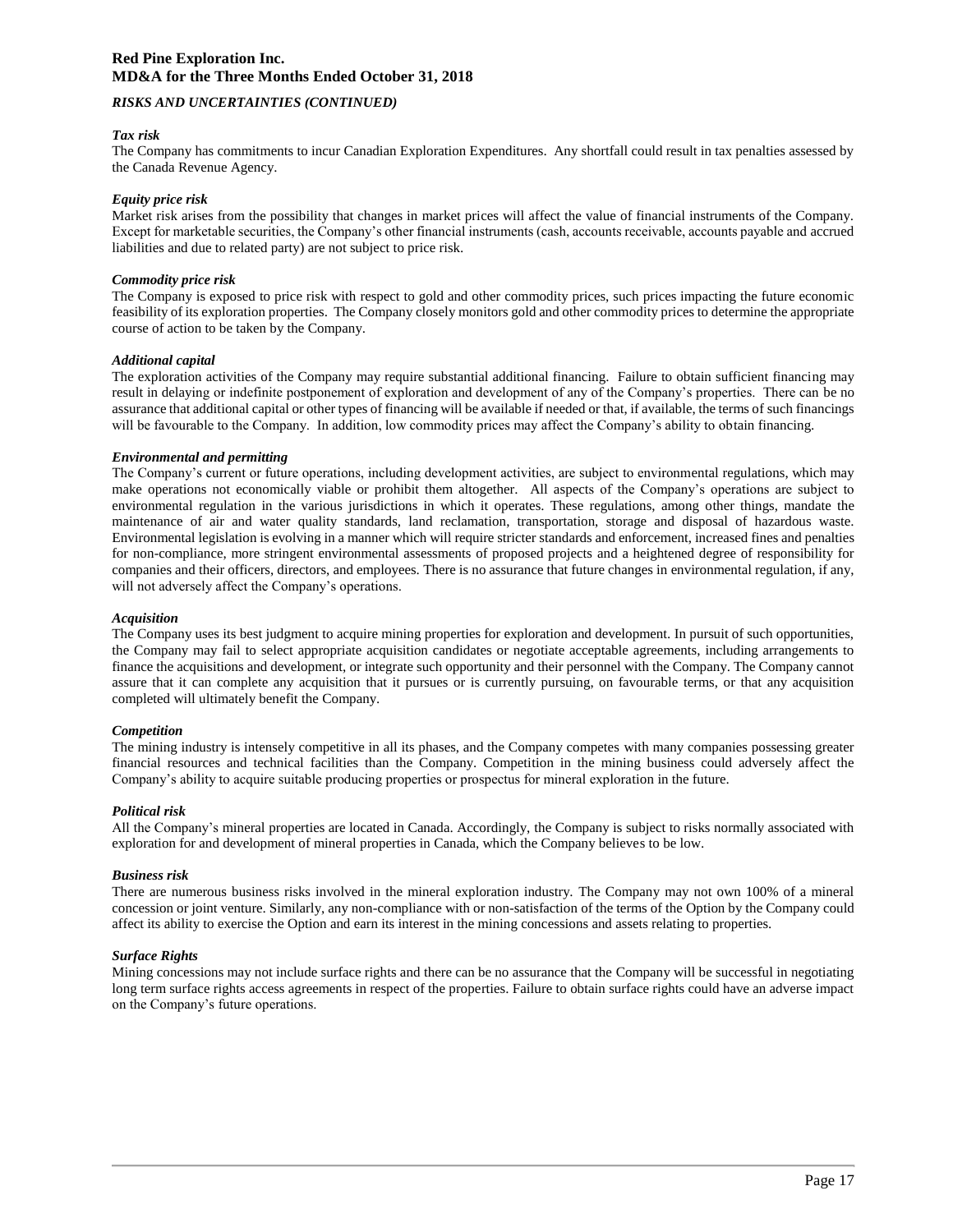*RISKS AND UNCERTAINTIES (CONTINUED)*

***Tax risk***

The Company has commitments to incur Canadian Exploration Expenditures. Any shortfall could result in tax penalties assessed by the Canada Revenue Agency.

***Equity price risk***

Market risk arises from the possibility that changes in market prices will affect the value of financial instruments of the Company. Except for marketable securities, the Company's other financial instruments (cash, accounts receivable, accounts payable and accrued liabilities and due to related party) are not subject to price risk.

***Commodity price risk***

The Company is exposed to price risk with respect to gold and other commodity prices, such prices impacting the future economic feasibility of its exploration properties. The Company closely monitors gold and other commodity prices to determine the appropriate course of action to be taken by the Company.

***Additional capital***

The exploration activities of the Company may require substantial additional financing. Failure to obtain sufficient financing may result in delaying or indefinite postponement of exploration and development of any of the Company's properties. There can be no assurance that additional capital or other types of financing will be available if needed or that, if available, the terms of such financings will be favourable to the Company. In addition, low commodity prices may affect the Company's ability to obtain financing.

***Environmental and permitting***

The Company's current or future operations, including development activities, are subject to environmental regulations, which may make operations not economically viable or prohibit them altogether. All aspects of the Company's operations are subject to environmental regulation in the various jurisdictions in which it operates. These regulations, among other things, mandate the maintenance of air and water quality standards, land reclamation, transportation, storage and disposal of hazardous waste. Environmental legislation is evolving in a manner which will require stricter standards and enforcement, increased fines and penalties for non-compliance, more stringent environmental assessments of proposed projects and a heightened degree of responsibility for companies and their officers, directors, and employees. There is no assurance that future changes in environmental regulation, if any, will not adversely affect the Company's operations.

***Acquisition***

The Company uses its best judgment to acquire mining properties for exploration and development. In pursuit of such opportunities, the Company may fail to select appropriate acquisition candidates or negotiate acceptable agreements, including arrangements to finance the acquisitions and development, or integrate such opportunity and their personnel with the Company. The Company cannot assure that it can complete any acquisition that it pursues or is currently pursuing, on favourable terms, or that any acquisition completed will ultimately benefit the Company.

***Competition***

The mining industry is intensely competitive in all its phases, and the Company competes with many companies possessing greater financial resources and technical facilities than the Company. Competition in the mining business could adversely affect the Company's ability to acquire suitable producing properties or prospectus for mineral exploration in the future.

***Political risk***

All the Company's mineral properties are located in Canada. Accordingly, the Company is subject to risks normally associated with exploration for and development of mineral properties in Canada, which the Company believes to be low.

***Business risk***

There are numerous business risks involved in the mineral exploration industry. The Company may not own 100% of a mineral concession or joint venture. Similarly, any non-compliance with or non-satisfaction of the terms of the Option by the Company could affect its ability to exercise the Option and earn its interest in the mining concessions and assets relating to properties.

***Surface Rights***

Mining concessions may not include surface rights and there can be no assurance that the Company will be successful in negotiating long term surface rights access agreements in respect of the properties. Failure to obtain surface rights could have an adverse impact on the Company's future operations.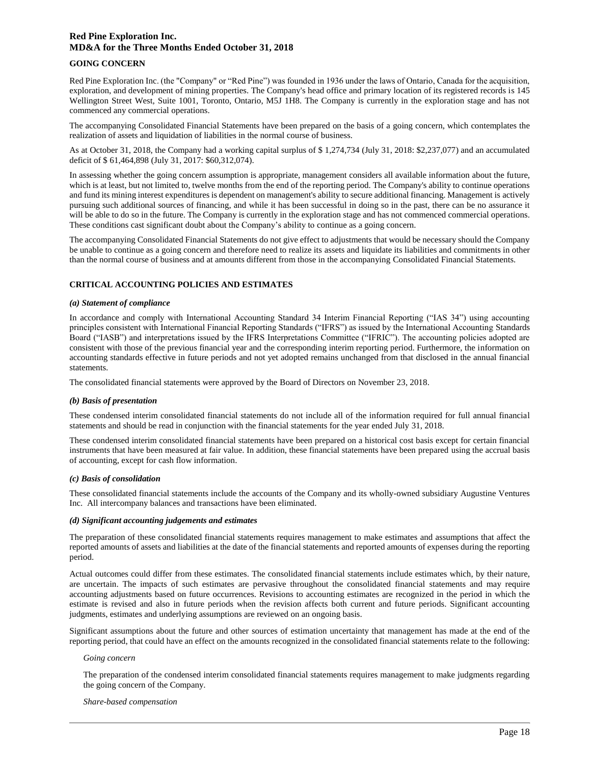## GOING CONCERN

Red Pine Exploration Inc. (the "Company" or "Red Pine") was founded in 1936 under the laws of Ontario, Canada for the acquisition, exploration, and development of mining properties. The Company's head office and primary location of its registered records is 145 Wellington Street West, Suite 1001, Toronto, Ontario, M5J 1H8. The Company is currently in the exploration stage and has not commenced any commercial operations.

The accompanying Consolidated Financial Statements have been prepared on the basis of a going concern, which contemplates the realization of assets and liquidation of liabilities in the normal course of business.

As at October 31, 2018, the Company had a working capital surplus of $ 1,274,734 (July 31, 2018: $2,237,077) and an accumulated deficit of $ 61,464,898 (July 31, 2017: $60,312,074).

In assessing whether the going concern assumption is appropriate, management considers all available information about the future, which is at least, but not limited to, twelve months from the end of the reporting period. The Company's ability to continue operations and fund its mining interest expenditures is dependent on management's ability to secure additional financing. Management is actively pursuing such additional sources of financing, and while it has been successful in doing so in the past, there can be no assurance it will be able to do so in the future. The Company is currently in the exploration stage and has not commenced commercial operations. These conditions cast significant doubt about the Company's ability to continue as a going concern.

The accompanying Consolidated Financial Statements do not give effect to adjustments that would be necessary should the Company be unable to continue as a going concern and therefore need to realize its assets and liquidate its liabilities and commitments in other than the normal course of business and at amounts different from those in the accompanying Consolidated Financial Statements.

## CRITICAL ACCOUNTING POLICIES AND ESTIMATES

### *(a) Statement of compliance*

In accordance and comply with International Accounting Standard 34 Interim Financial Reporting ("IAS 34") using accounting principles consistent with International Financial Reporting Standards ("IFRS") as issued by the International Accounting Standards Board ("IASB") and interpretations issued by the IFRS Interpretations Committee ("IFRIC"). The accounting policies adopted are consistent with those of the previous financial year and the corresponding interim reporting period. Furthermore, the information on accounting standards effective in future periods and not yet adopted remains unchanged from that disclosed in the annual financial statements.

The consolidated financial statements were approved by the Board of Directors on November 23, 2018.

### *(b) Basis of presentation*

These condensed interim consolidated financial statements do not include all of the information required for full annual financial statements and should be read in conjunction with the financial statements for the year ended July 31, 2018.

These condensed interim consolidated financial statements have been prepared on a historical cost basis except for certain financial instruments that have been measured at fair value. In addition, these financial statements have been prepared using the accrual basis of accounting, except for cash flow information.

### *(c) Basis of consolidation*

These consolidated financial statements include the accounts of the Company and its wholly-owned subsidiary Augustine Ventures Inc. All intercompany balances and transactions have been eliminated.

### *(d) Significant accounting judgements and estimates*

The preparation of these consolidated financial statements requires management to make estimates and assumptions that affect the reported amounts of assets and liabilities at the date of the financial statements and reported amounts of expenses during the reporting period.

Actual outcomes could differ from these estimates. The consolidated financial statements include estimates which, by their nature, are uncertain. The impacts of such estimates are pervasive throughout the consolidated financial statements and may require accounting adjustments based on future occurrences. Revisions to accounting estimates are recognized in the period in which the estimate is revised and also in future periods when the revision affects both current and future periods. Significant accounting judgments, estimates and underlying assumptions are reviewed on an ongoing basis.

Significant assumptions about the future and other sources of estimation uncertainty that management has made at the end of the reporting period, that could have an effect on the amounts recognized in the consolidated financial statements relate to the following:

*Going concern*

The preparation of the condensed interim consolidated financial statements requires management to make judgments regarding the going concern of the Company.

*Share-based compensation*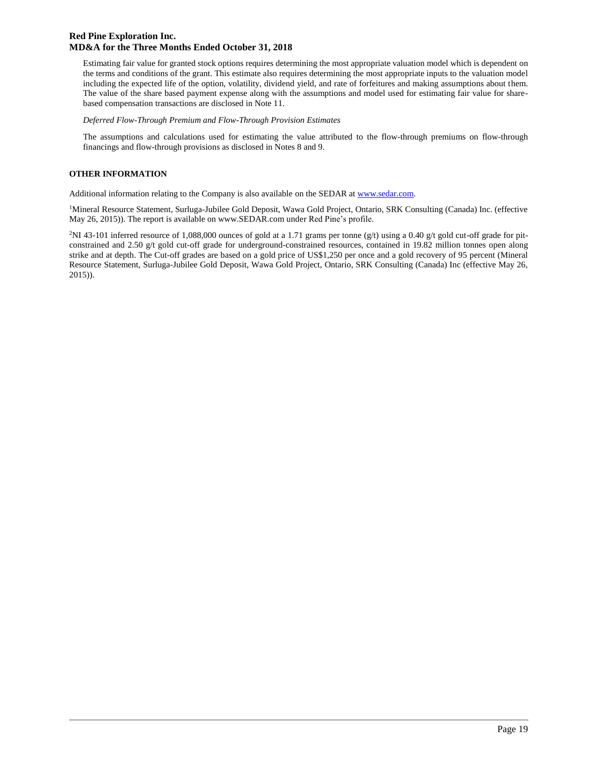Estimating fair value for granted stock options requires determining the most appropriate valuation model which is dependent on the terms and conditions of the grant. This estimate also requires determining the most appropriate inputs to the valuation model including the expected life of the option, volatility, dividend yield, and rate of forfeitures and making assumptions about them. The value of the share based payment expense along with the assumptions and model used for estimating fair value for share-based compensation transactions are disclosed in Note 11.

*Deferred Flow-Through Premium and Flow-Through Provision Estimates*

The assumptions and calculations used for estimating the value attributed to the flow-through premiums on flow-through financings and flow-through provisions as disclosed in Notes 8 and 9.

**OTHER INFORMATION**

Additional information relating to the Company is also available on the SEDAR at www.sedar.com.

[1]Mineral Resource Statement, Surluga-Jubilee Gold Deposit, Wawa Gold Project, Ontario, SRK Consulting (Canada) Inc. (effective May 26, 2015)). The report is available on www.SEDAR.com under Red Pine's profile.

[2]NI 43-101 inferred resource of 1,088,000 ounces of gold at a 1.71 grams per tonne (g/t) using a 0.40 g/t gold cut-off grade for pit-constrained and 2.50 g/t gold cut-off grade for underground-constrained resources, contained in 19.82 million tonnes open along strike and at depth. The Cut-off grades are based on a gold price of US$1,250 per once and a gold recovery of 95 percent (Mineral Resource Statement, Surluga-Jubilee Gold Deposit, Wawa Gold Project, Ontario, SRK Consulting (Canada) Inc (effective May 26, 2015)).